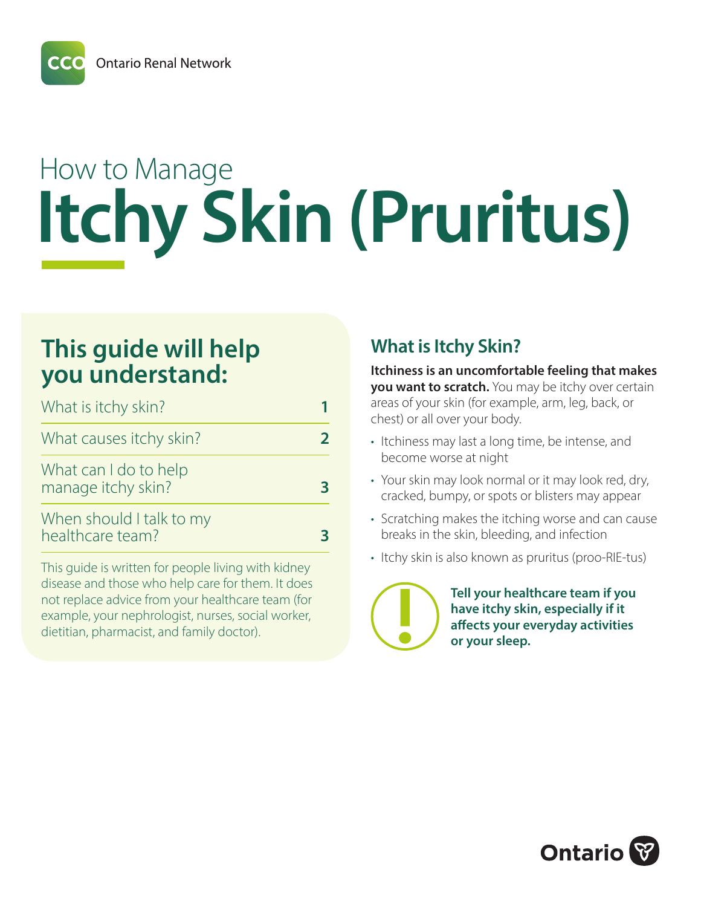CCO Ontario Renal Network

# How to Manage Itchy Skin (Pruritus)

## This guide will help you understand:

| | |
|---|---|
| What is itchy skin? | 1 |
| What causes itchy skin? | 2 |
| What can I do to help manage itchy skin? | 3 |
| When should I talk to my healthcare team? | 3 |

This guide is written for people living with kidney disease and those who help care for them. It does not replace advice from your healthcare team (for example, your nephrologist, nurses, social worker, dietitian, pharmacist, and family doctor).

## What is Itchy Skin?

**Itchiness is an uncomfortable feeling that makes you want to scratch.** You may be itchy over certain areas of your skin (for example, arm, leg, back, or chest) or all over your body.

- Itchiness may last a long time, be intense, and become worse at night
- Your skin may look normal or it may look red, dry, cracked, bumpy, or spots or blisters may appear
- Scratching makes the itching worse and can cause breaks in the skin, bleeding, and infection
- Itchy skin is also known as pruritus (proo-RIE-tus)

**Tell your healthcare team if you have itchy skin, especially if it affects your everyday activities or your sleep.**

Ontario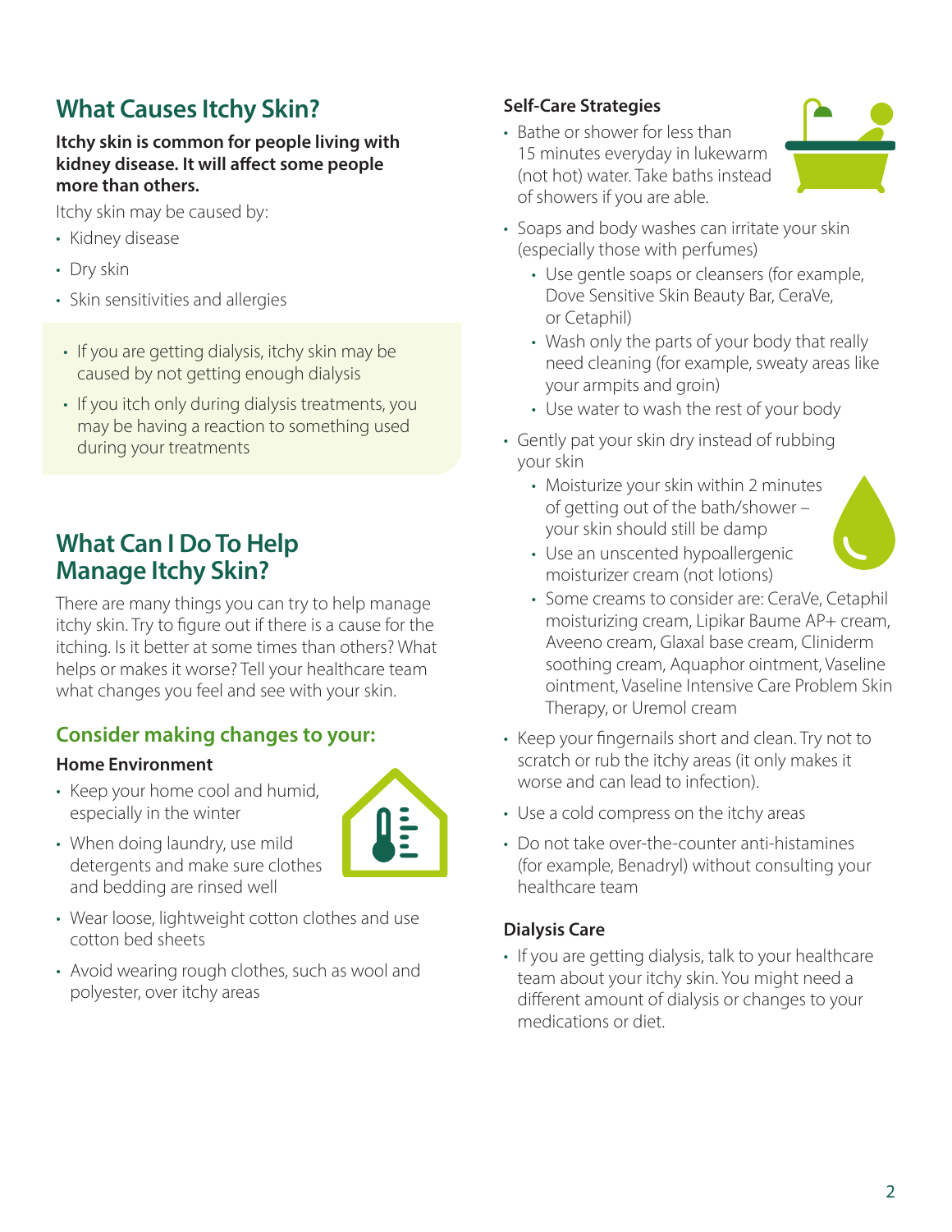## What Causes Itchy Skin?

**Itchy skin is common for people living with kidney disease. It will affect some people more than others.**

Itchy skin may be caused by:

- Kidney disease
- Dry skin
- Skin sensitivities and allergies

- If you are getting dialysis, itchy skin may be caused by not getting enough dialysis
- If you itch only during dialysis treatments, you may be having a reaction to something used during your treatments

## What Can I Do To Help Manage Itchy Skin?

There are many things you can try to help manage itchy skin. Try to figure out if there is a cause for the itching. Is it better at some times than others? What helps or makes it worse? Tell your healthcare team what changes you feel and see with your skin.

### Consider making changes to your:

**Home Environment**

- Keep your home cool and humid, especially in the winter
- When doing laundry, use mild detergents and make sure clothes and bedding are rinsed well
- Wear loose, lightweight cotton clothes and use cotton bed sheets
- Avoid wearing rough clothes, such as wool and polyester, over itchy areas

**Self-Care Strategies**

- Bathe or shower for less than 15 minutes everyday in lukewarm (not hot) water. Take baths instead of showers if you are able.
- Soaps and body washes can irritate your skin (especially those with perfumes)
  - Use gentle soaps or cleansers (for example, Dove Sensitive Skin Beauty Bar, CeraVe, or Cetaphil)
  - Wash only the parts of your body that really need cleaning (for example, sweaty areas like your armpits and groin)
  - Use water to wash the rest of your body
- Gently pat your skin dry instead of rubbing your skin
  - Moisturize your skin within 2 minutes of getting out of the bath/shower – your skin should still be damp
  - Use an unscented hypoallergenic moisturizer cream (not lotions)
  - Some creams to consider are: CeraVe, Cetaphil moisturizing cream, Lipikar Baume AP+ cream, Aveeno cream, Glaxal base cream, Cliniderm soothing cream, Aquaphor ointment, Vaseline ointment, Vaseline Intensive Care Problem Skin Therapy, or Uremol cream
- Keep your fingernails short and clean. Try not to scratch or rub the itchy areas (it only makes it worse and can lead to infection).
- Use a cold compress on the itchy areas
- Do not take over-the-counter anti-histamines (for example, Benadryl) without consulting your healthcare team

**Dialysis Care**

- If you are getting dialysis, talk to your healthcare team about your itchy skin. You might need a different amount of dialysis or changes to your medications or diet.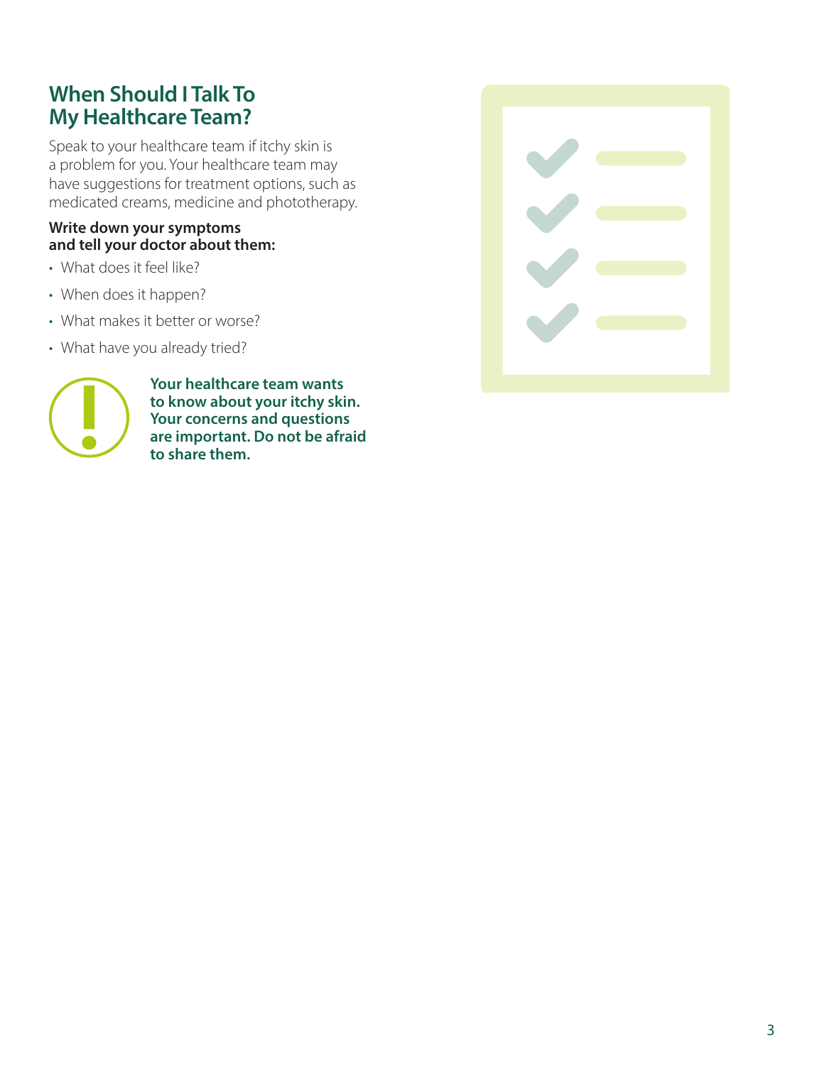## When Should I Talk To My Healthcare Team?

Speak to your healthcare team if itchy skin is a problem for you. Your healthcare team may have suggestions for treatment options, such as medicated creams, medicine and phototherapy.

**Write down your symptoms and tell your doctor about them:**

- What does it feel like?
- When does it happen?
- What makes it better or worse?
- What have you already tried?

**Your healthcare team wants to know about your itchy skin. Your concerns and questions are important. Do not be afraid to share them.**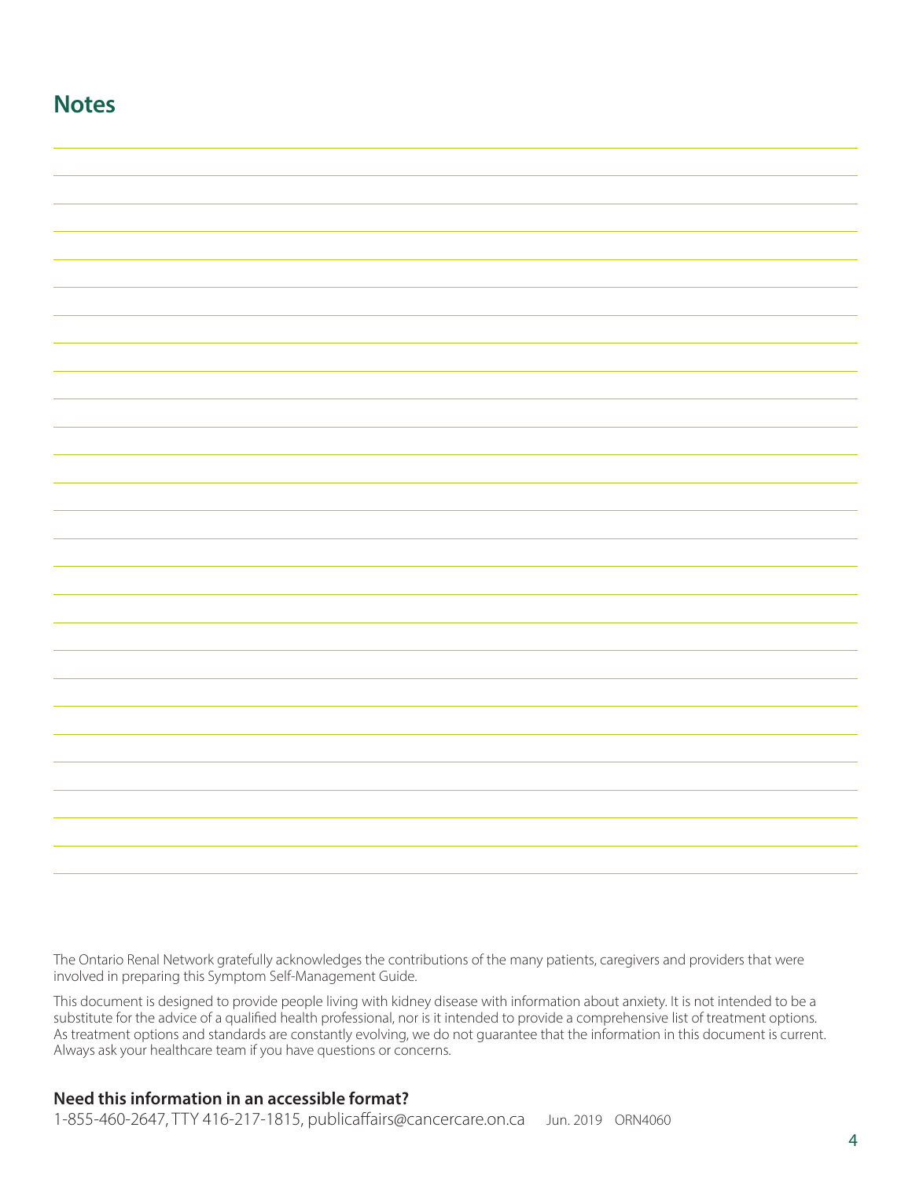## Notes

The Ontario Renal Network gratefully acknowledges the contributions of the many patients, caregivers and providers that were involved in preparing this Symptom Self-Management Guide.

This document is designed to provide people living with kidney disease with information about anxiety. It is not intended to be a substitute for the advice of a qualified health professional, nor is it intended to provide a comprehensive list of treatment options. As treatment options and standards are constantly evolving, we do not guarantee that the information in this document is current. Always ask your healthcare team if you have questions or concerns.

**Need this information in an accessible format?**

1-855-460-2647, TTY 416-217-1815, publicaffairs@cancercare.on.ca Jun. 2019 ORN4060